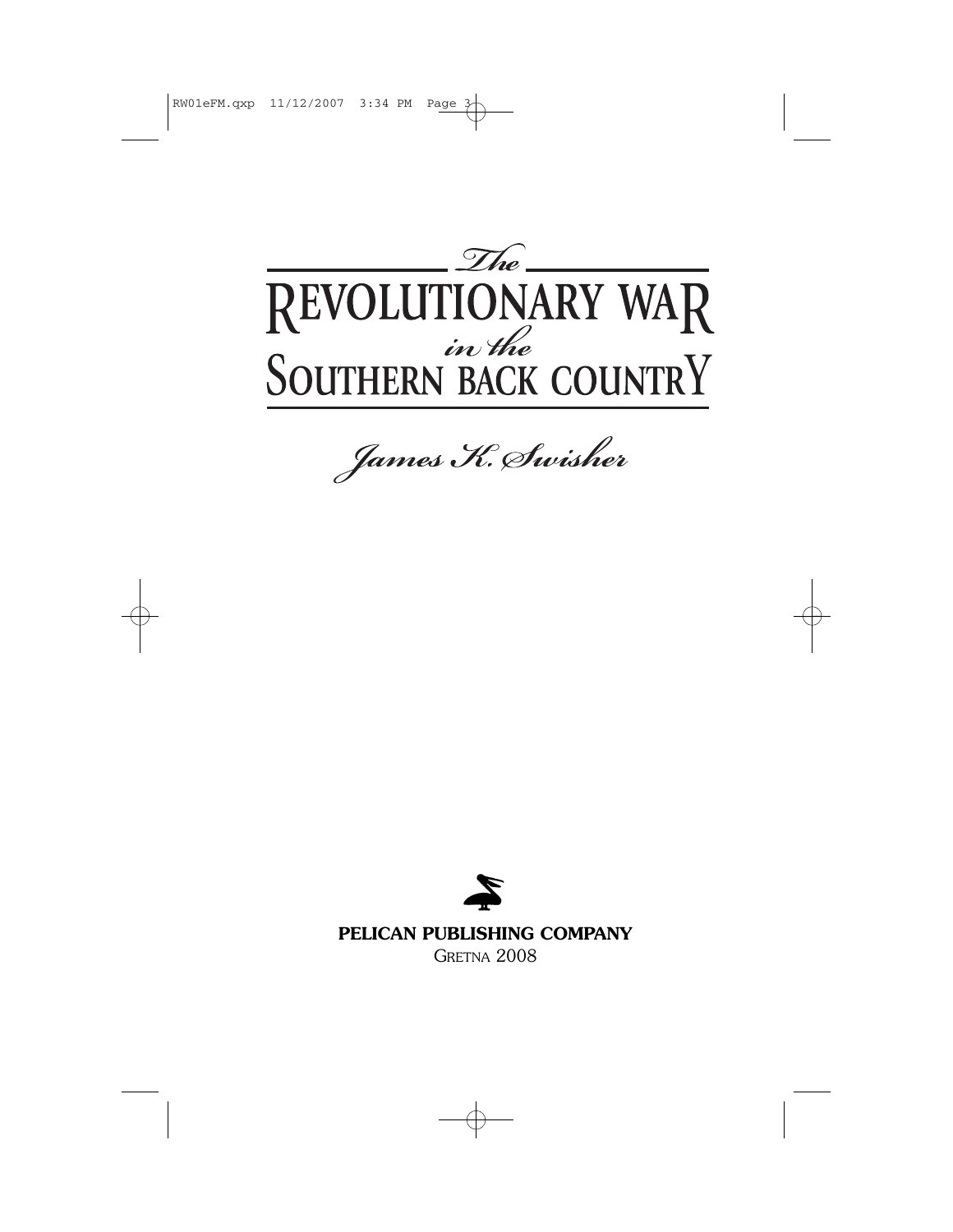# The Revolutionary War in the Southern Back Country

*James K. Swisher*

**PELICAN PUBLISHING COMPANY**

GRETNA 2008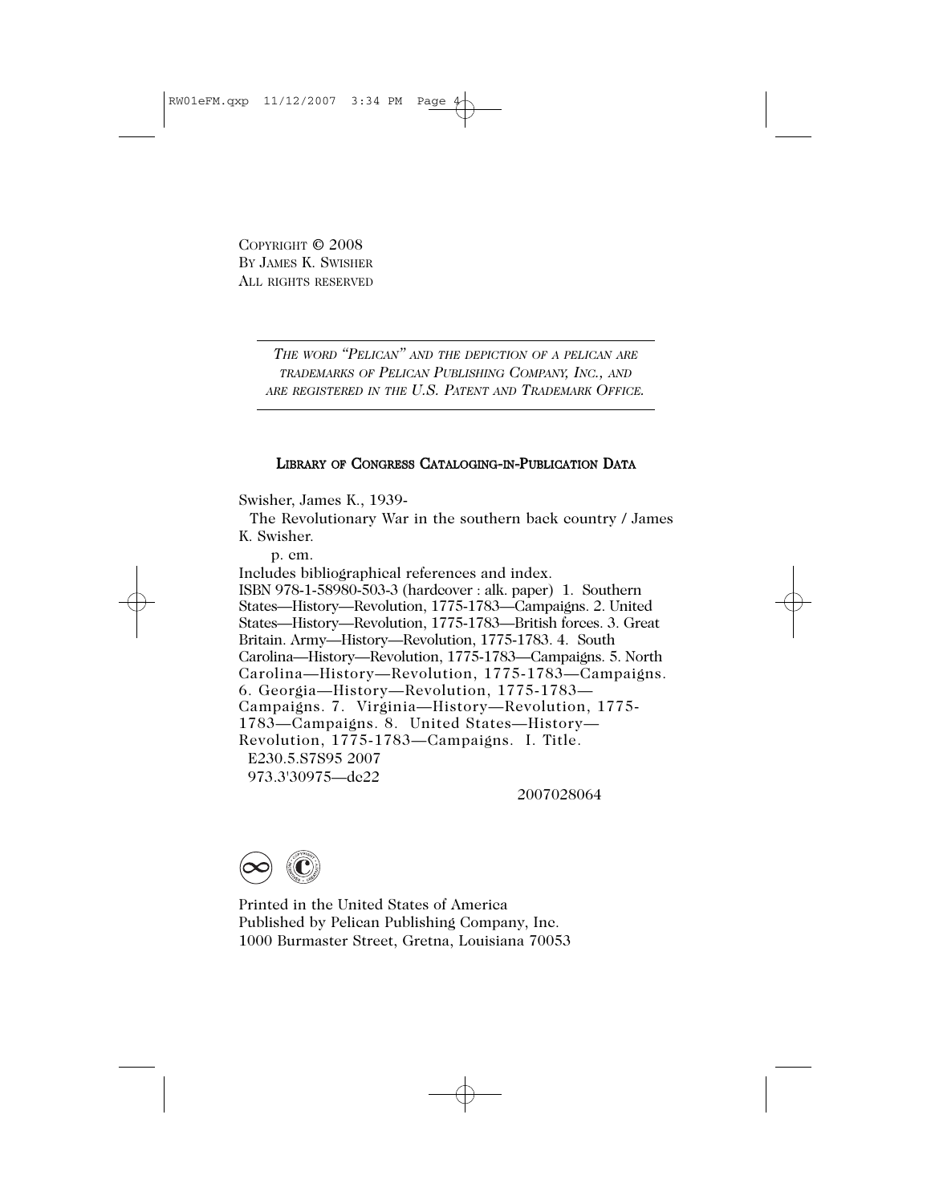COPYRIGHT © 2008
BY JAMES K. SWISHER
ALL RIGHTS RESERVED

---

*THE WORD "PELICAN" AND THE DEPICTION OF A PELICAN ARE TRADEMARKS OF PELICAN PUBLISHING COMPANY, INC., AND ARE REGISTERED IN THE U.S. PATENT AND TRADEMARK OFFICE.*

---

**LIBRARY OF CONGRESS CATALOGING-IN-PUBLICATION DATA**

Swisher, James K., 1939-
The Revolutionary War in the southern back country / James K. Swisher.
p. cm.
Includes bibliographical references and index.
ISBN 978-1-58980-503-3 (hardcover : alk. paper) 1. Southern States—History—Revolution, 1775-1783—Campaigns. 2. United States—History—Revolution, 1775-1783—British forces. 3. Great Britain. Army—History—Revolution, 1775-1783. 4. South Carolina—History—Revolution, 1775-1783—Campaigns. 5. North Carolina—History—Revolution, 1775-1783—Campaigns. 6. Georgia—History—Revolution, 1775-1783—Campaigns. 7. Virginia—History—Revolution, 1775-1783—Campaigns. 8. United States—History—Revolution, 1775-1783—Campaigns. I. Title.
E230.5.S7S95 2007
973.3'30975—dc22

2007028064

Printed in the United States of America
Published by Pelican Publishing Company, Inc.
1000 Burmaster Street, Gretna, Louisiana 70053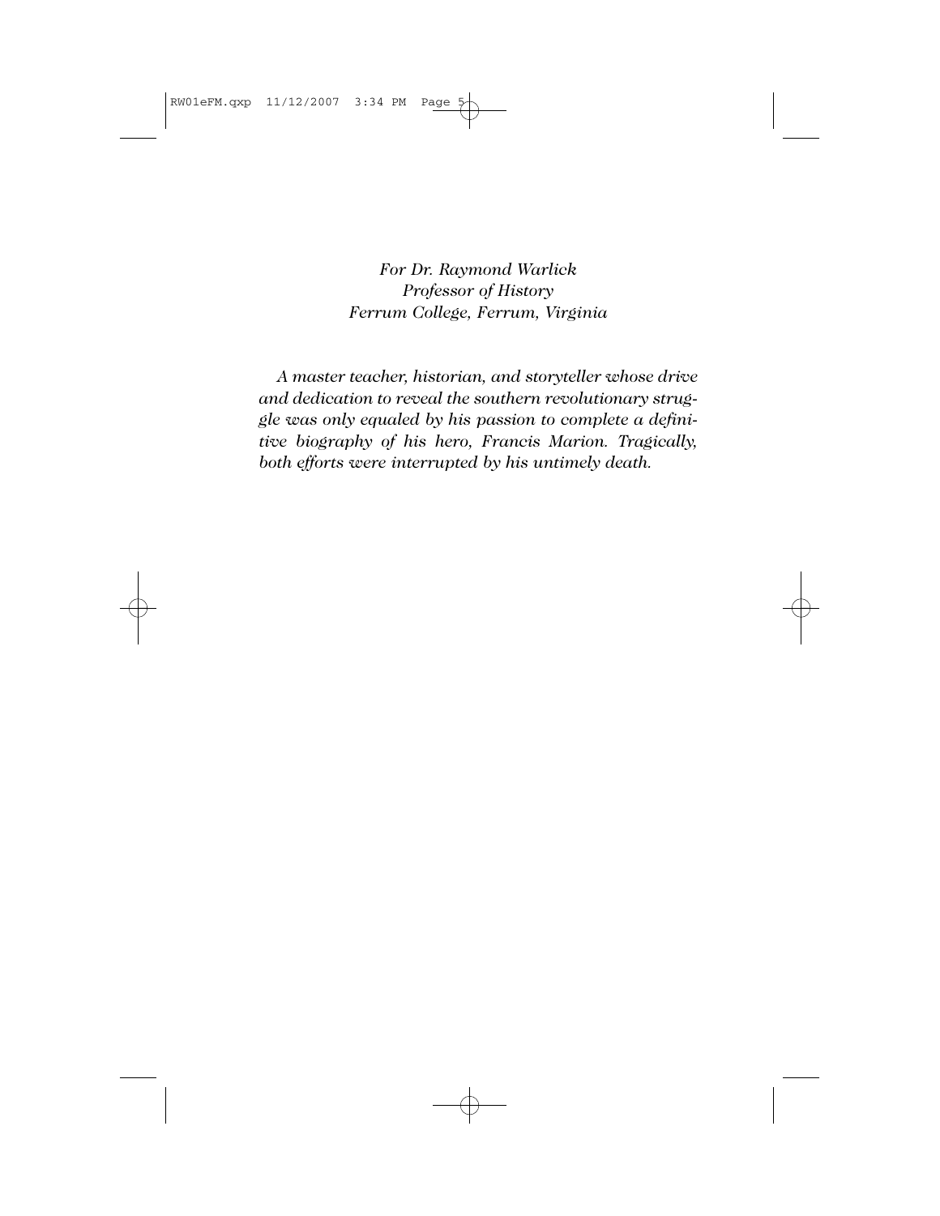*For Dr. Raymond Warlick*
*Professor of History*
*Ferrum College, Ferrum, Virginia*

*A master teacher, historian, and storyteller whose drive and dedication to reveal the southern revolutionary struggle was only equaled by his passion to complete a definitive biography of his hero, Francis Marion. Tragically, both efforts were interrupted by his untimely death.*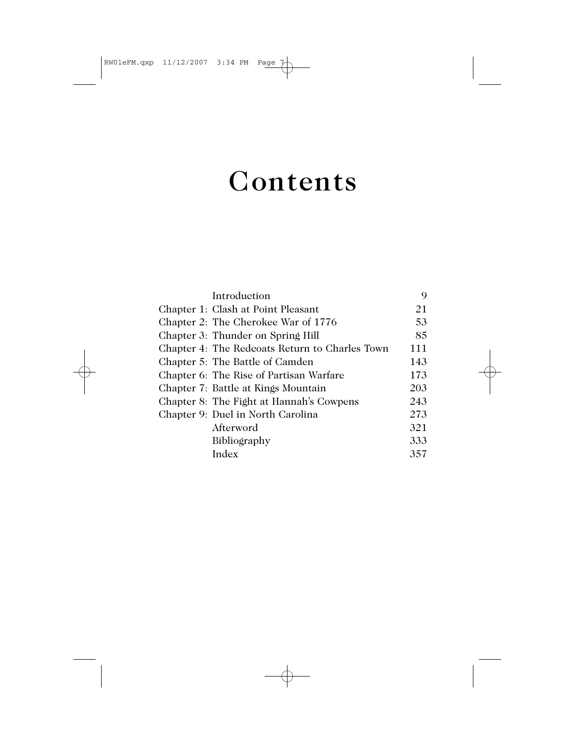# Contents

| | |
|---|---|
| Introduction | 9 |
| Chapter 1: Clash at Point Pleasant | 21 |
| Chapter 2: The Cherokee War of 1776 | 53 |
| Chapter 3: Thunder on Spring Hill | 85 |
| Chapter 4: The Redcoats Return to Charles Town | 111 |
| Chapter 5: The Battle of Camden | 143 |
| Chapter 6: The Rise of Partisan Warfare | 173 |
| Chapter 7: Battle at Kings Mountain | 203 |
| Chapter 8: The Fight at Hannah's Cowpens | 243 |
| Chapter 9: Duel in North Carolina | 273 |
| Afterword | 321 |
| Bibliography | 333 |
| Index | 357 |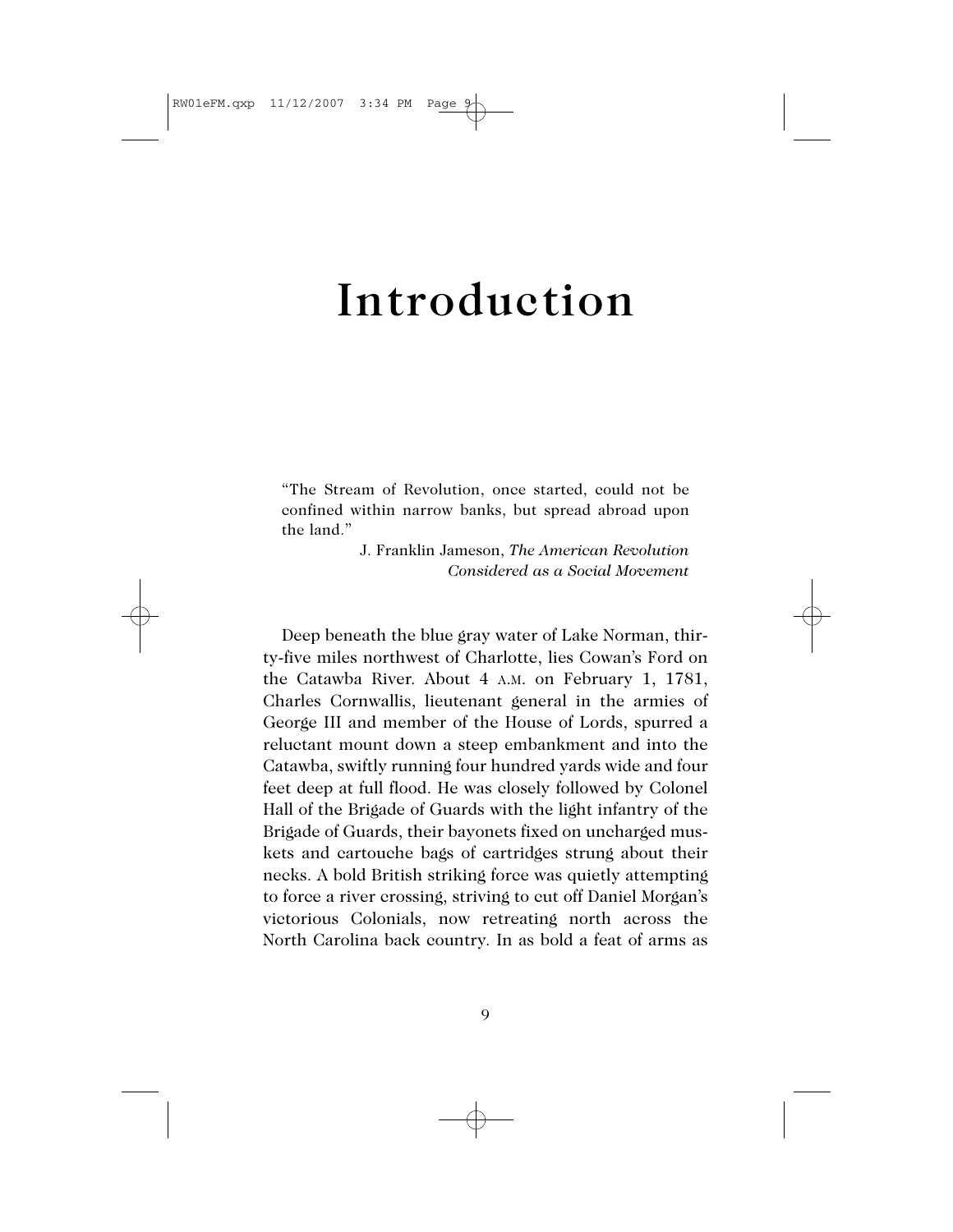# Introduction

> "The Stream of Revolution, once started, could not be confined within narrow banks, but spread abroad upon the land."
>
> J. Franklin Jameson, *The American Revolution Considered as a Social Movement*

Deep beneath the blue gray water of Lake Norman, thirty-five miles northwest of Charlotte, lies Cowan's Ford on the Catawba River. About 4 A.M. on February 1, 1781, Charles Cornwallis, lieutenant general in the armies of George III and member of the House of Lords, spurred a reluctant mount down a steep embankment and into the Catawba, swiftly running four hundred yards wide and four feet deep at full flood. He was closely followed by Colonel Hall of the Brigade of Guards with the light infantry of the Brigade of Guards, their bayonets fixed on uncharged muskets and cartouche bags of cartridges strung about their necks. A bold British striking force was quietly attempting to force a river crossing, striving to cut off Daniel Morgan's victorious Colonials, now retreating north across the North Carolina back country. In as bold a feat of arms as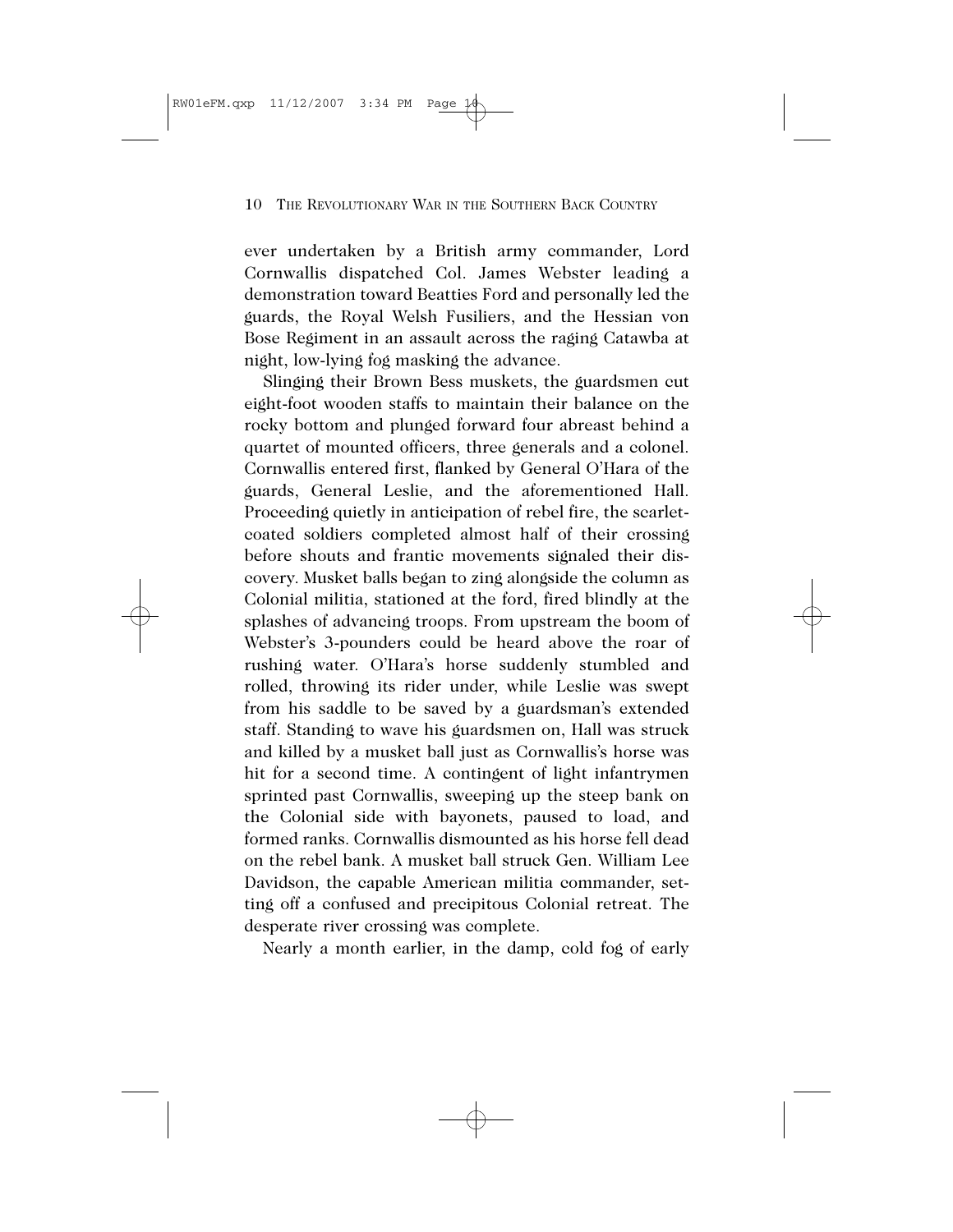ever undertaken by a British army commander, Lord Cornwallis dispatched Col. James Webster leading a demonstration toward Beatties Ford and personally led the guards, the Royal Welsh Fusiliers, and the Hessian von Bose Regiment in an assault across the raging Catawba at night, low-lying fog masking the advance.

Slinging their Brown Bess muskets, the guardsmen cut eight-foot wooden staffs to maintain their balance on the rocky bottom and plunged forward four abreast behind a quartet of mounted officers, three generals and a colonel. Cornwallis entered first, flanked by General O'Hara of the guards, General Leslie, and the aforementioned Hall. Proceeding quietly in anticipation of rebel fire, the scarlet-coated soldiers completed almost half of their crossing before shouts and frantic movements signaled their discovery. Musket balls began to zing alongside the column as Colonial militia, stationed at the ford, fired blindly at the splashes of advancing troops. From upstream the boom of Webster's 3-pounders could be heard above the roar of rushing water. O'Hara's horse suddenly stumbled and rolled, throwing its rider under, while Leslie was swept from his saddle to be saved by a guardsman's extended staff. Standing to wave his guardsmen on, Hall was struck and killed by a musket ball just as Cornwallis's horse was hit for a second time. A contingent of light infantrymen sprinted past Cornwallis, sweeping up the steep bank on the Colonial side with bayonets, paused to load, and formed ranks. Cornwallis dismounted as his horse fell dead on the rebel bank. A musket ball struck Gen. William Lee Davidson, the capable American militia commander, setting off a confused and precipitous Colonial retreat. The desperate river crossing was complete.

Nearly a month earlier, in the damp, cold fog of early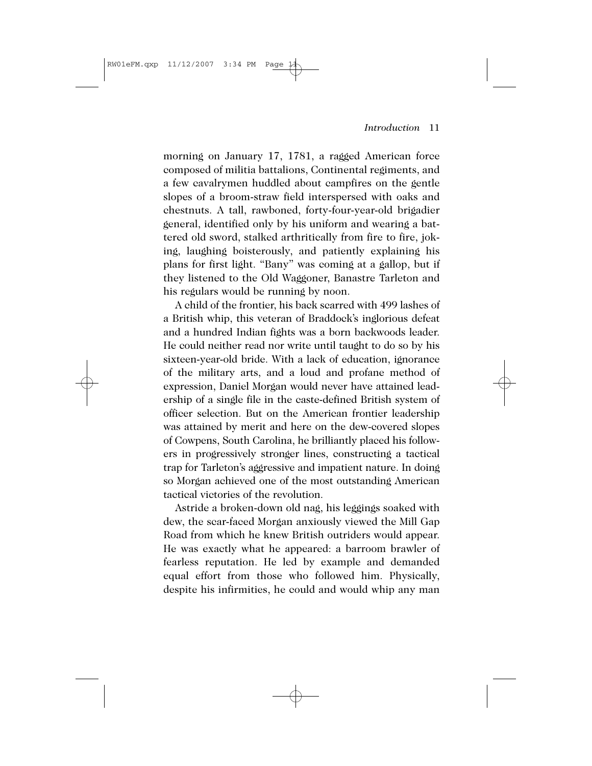morning on January 17, 1781, a ragged American force composed of militia battalions, Continental regiments, and a few cavalrymen huddled about campfires on the gentle slopes of a broom-straw field interspersed with oaks and chestnuts. A tall, rawboned, forty-four-year-old brigadier general, identified only by his uniform and wearing a battered old sword, stalked arthritically from fire to fire, joking, laughing boisterously, and patiently explaining his plans for first light. "Bany" was coming at a gallop, but if they listened to the Old Waggoner, Banastre Tarleton and his regulars would be running by noon.

A child of the frontier, his back scarred with 499 lashes of a British whip, this veteran of Braddock's inglorious defeat and a hundred Indian fights was a born backwoods leader. He could neither read nor write until taught to do so by his sixteen-year-old bride. With a lack of education, ignorance of the military arts, and a loud and profane method of expression, Daniel Morgan would never have attained leadership of a single file in the caste-defined British system of officer selection. But on the American frontier leadership was attained by merit and here on the dew-covered slopes of Cowpens, South Carolina, he brilliantly placed his followers in progressively stronger lines, constructing a tactical trap for Tarleton's aggressive and impatient nature. In doing so Morgan achieved one of the most outstanding American tactical victories of the revolution.

Astride a broken-down old nag, his leggings soaked with dew, the scar-faced Morgan anxiously viewed the Mill Gap Road from which he knew British outriders would appear. He was exactly what he appeared: a barroom brawler of fearless reputation. He led by example and demanded equal effort from those who followed him. Physically, despite his infirmities, he could and would whip any man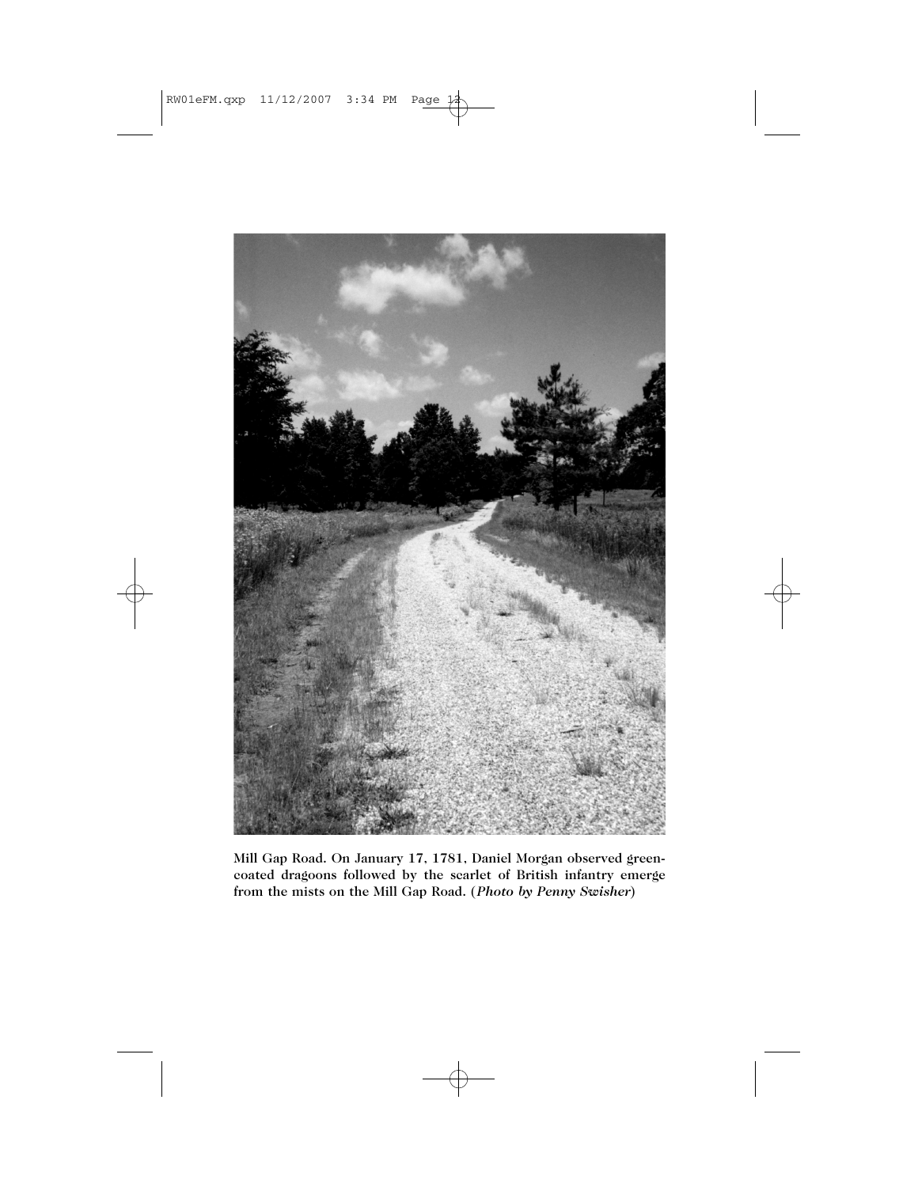Mill Gap Road. On January 17, 1781, Daniel Morgan observed green-coated dragoons followed by the scarlet of British infantry emerge from the mists on the Mill Gap Road. (*Photo by Penny Swisher*)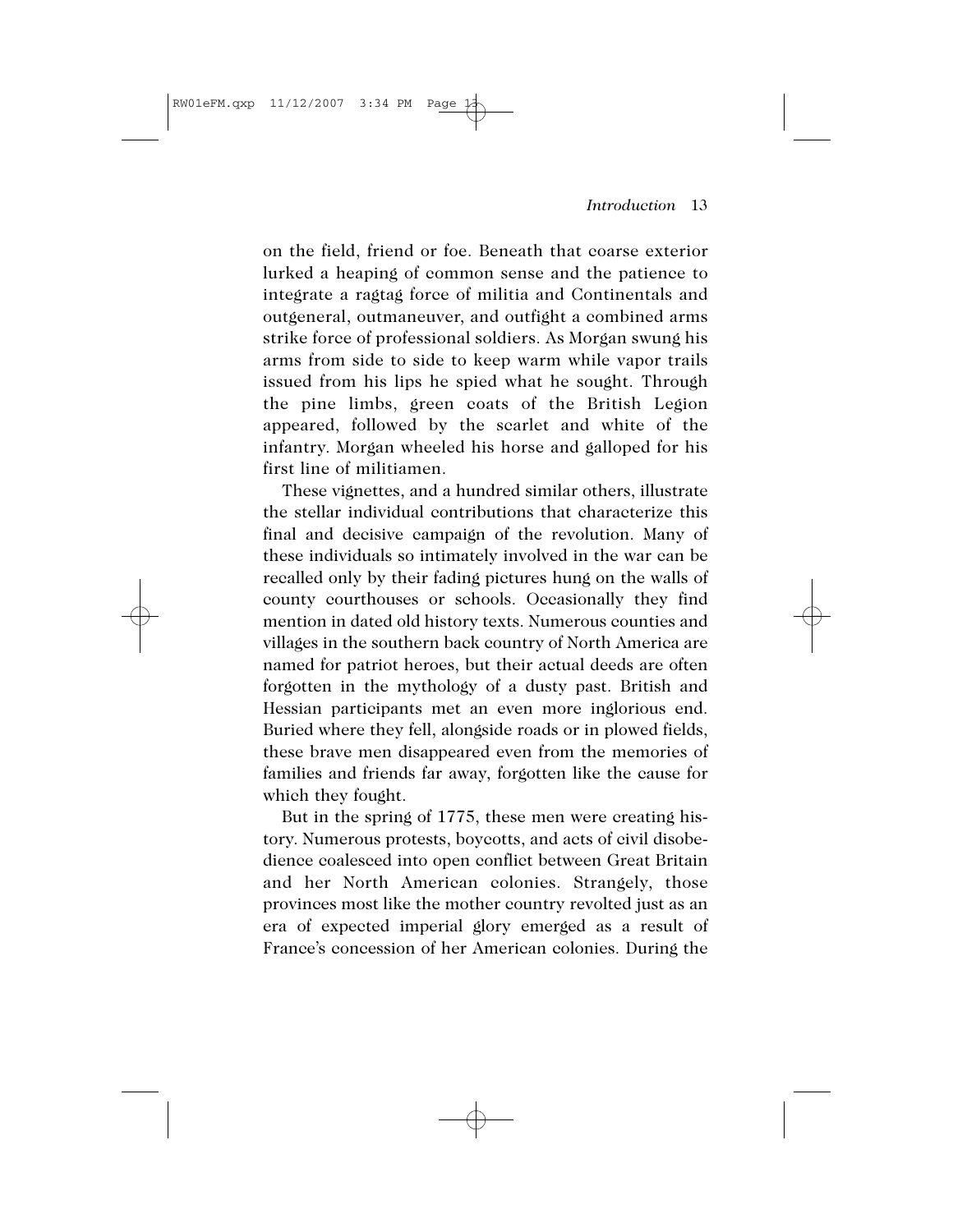on the field, friend or foe. Beneath that coarse exterior lurked a heaping of common sense and the patience to integrate a ragtag force of militia and Continentals and outgeneral, outmaneuver, and outfight a combined arms strike force of professional soldiers. As Morgan swung his arms from side to side to keep warm while vapor trails issued from his lips he spied what he sought. Through the pine limbs, green coats of the British Legion appeared, followed by the scarlet and white of the infantry. Morgan wheeled his horse and galloped for his first line of militiamen.

These vignettes, and a hundred similar others, illustrate the stellar individual contributions that characterize this final and decisive campaign of the revolution. Many of these individuals so intimately involved in the war can be recalled only by their fading pictures hung on the walls of county courthouses or schools. Occasionally they find mention in dated old history texts. Numerous counties and villages in the southern back country of North America are named for patriot heroes, but their actual deeds are often forgotten in the mythology of a dusty past. British and Hessian participants met an even more inglorious end. Buried where they fell, alongside roads or in plowed fields, these brave men disappeared even from the memories of families and friends far away, forgotten like the cause for which they fought.

But in the spring of 1775, these men were creating history. Numerous protests, boycotts, and acts of civil disobedience coalesced into open conflict between Great Britain and her North American colonies. Strangely, those provinces most like the mother country revolted just as an era of expected imperial glory emerged as a result of France's concession of her American colonies. During the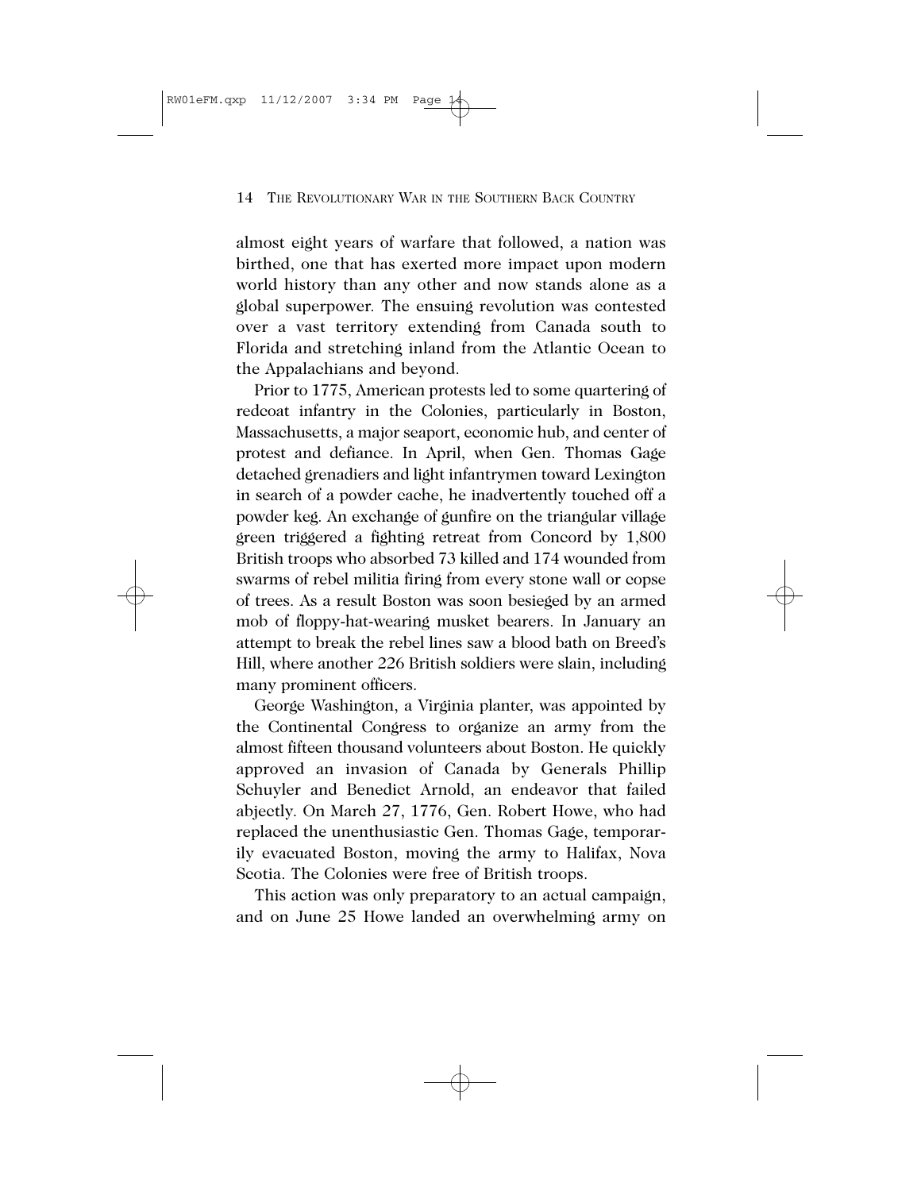almost eight years of warfare that followed, a nation was birthed, one that has exerted more impact upon modern world history than any other and now stands alone as a global superpower. The ensuing revolution was contested over a vast territory extending from Canada south to Florida and stretching inland from the Atlantic Ocean to the Appalachians and beyond.

Prior to 1775, American protests led to some quartering of redcoat infantry in the Colonies, particularly in Boston, Massachusetts, a major seaport, economic hub, and center of protest and defiance. In April, when Gen. Thomas Gage detached grenadiers and light infantrymen toward Lexington in search of a powder cache, he inadvertently touched off a powder keg. An exchange of gunfire on the triangular village green triggered a fighting retreat from Concord by 1,800 British troops who absorbed 73 killed and 174 wounded from swarms of rebel militia firing from every stone wall or copse of trees. As a result Boston was soon besieged by an armed mob of floppy-hat-wearing musket bearers. In January an attempt to break the rebel lines saw a blood bath on Breed's Hill, where another 226 British soldiers were slain, including many prominent officers.

George Washington, a Virginia planter, was appointed by the Continental Congress to organize an army from the almost fifteen thousand volunteers about Boston. He quickly approved an invasion of Canada by Generals Phillip Schuyler and Benedict Arnold, an endeavor that failed abjectly. On March 27, 1776, Gen. Robert Howe, who had replaced the unenthusiastic Gen. Thomas Gage, temporarily evacuated Boston, moving the army to Halifax, Nova Scotia. The Colonies were free of British troops.

This action was only preparatory to an actual campaign, and on June 25 Howe landed an overwhelming army on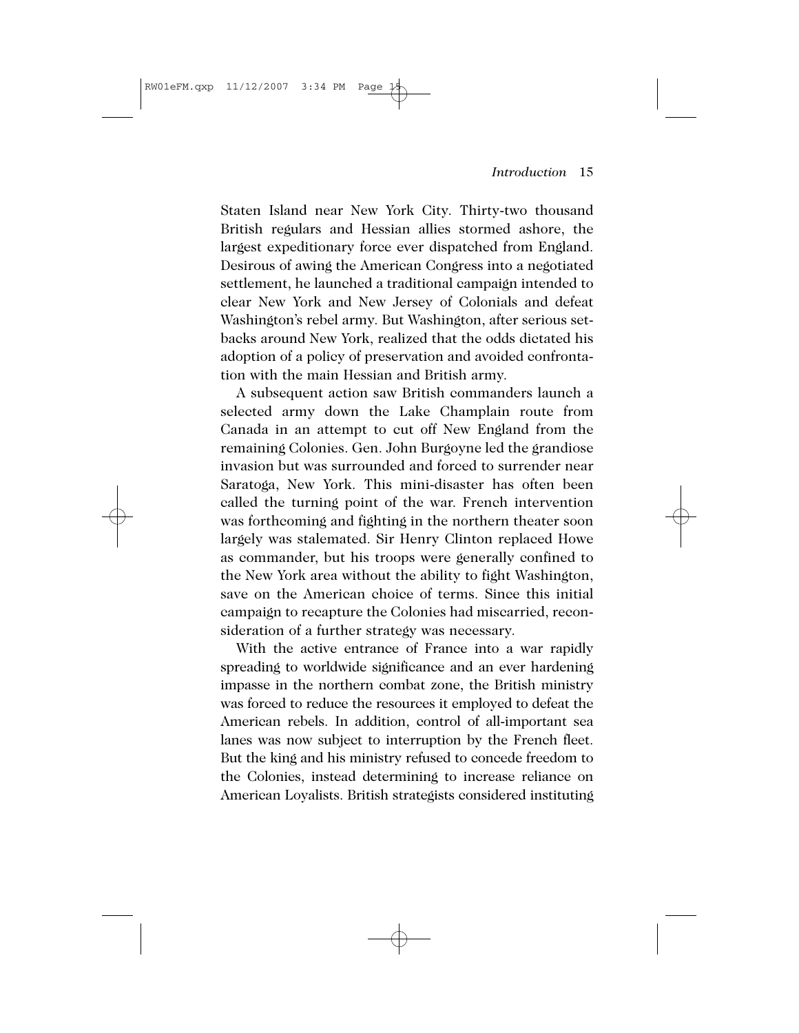Staten Island near New York City. Thirty-two thousand British regulars and Hessian allies stormed ashore, the largest expeditionary force ever dispatched from England. Desirous of awing the American Congress into a negotiated settlement, he launched a traditional campaign intended to clear New York and New Jersey of Colonials and defeat Washington's rebel army. But Washington, after serious setbacks around New York, realized that the odds dictated his adoption of a policy of preservation and avoided confrontation with the main Hessian and British army.

A subsequent action saw British commanders launch a selected army down the Lake Champlain route from Canada in an attempt to cut off New England from the remaining Colonies. Gen. John Burgoyne led the grandiose invasion but was surrounded and forced to surrender near Saratoga, New York. This mini-disaster has often been called the turning point of the war. French intervention was forthcoming and fighting in the northern theater soon largely was stalemated. Sir Henry Clinton replaced Howe as commander, but his troops were generally confined to the New York area without the ability to fight Washington, save on the American choice of terms. Since this initial campaign to recapture the Colonies had miscarried, reconsideration of a further strategy was necessary.

With the active entrance of France into a war rapidly spreading to worldwide significance and an ever hardening impasse in the northern combat zone, the British ministry was forced to reduce the resources it employed to defeat the American rebels. In addition, control of all-important sea lanes was now subject to interruption by the French fleet. But the king and his ministry refused to concede freedom to the Colonies, instead determining to increase reliance on American Loyalists. British strategists considered instituting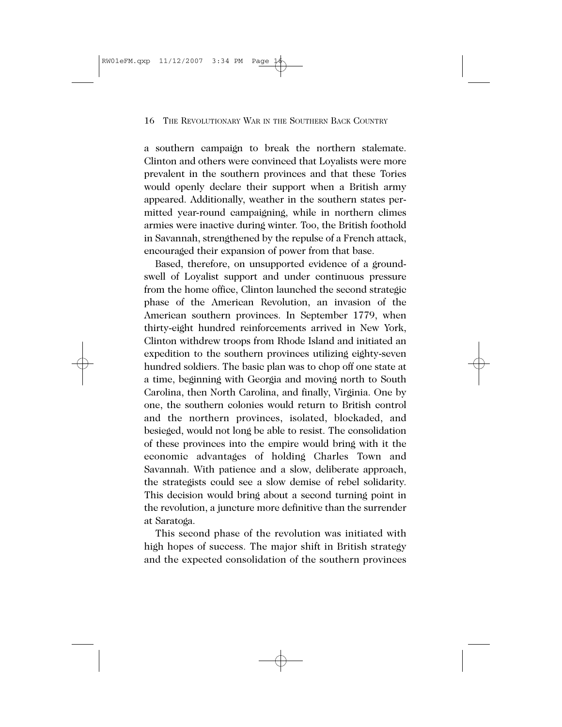a southern campaign to break the northern stalemate. Clinton and others were convinced that Loyalists were more prevalent in the southern provinces and that these Tories would openly declare their support when a British army appeared. Additionally, weather in the southern states permitted year-round campaigning, while in northern climes armies were inactive during winter. Too, the British foothold in Savannah, strengthened by the repulse of a French attack, encouraged their expansion of power from that base.

Based, therefore, on unsupported evidence of a groundswell of Loyalist support and under continuous pressure from the home office, Clinton launched the second strategic phase of the American Revolution, an invasion of the American southern provinces. In September 1779, when thirty-eight hundred reinforcements arrived in New York, Clinton withdrew troops from Rhode Island and initiated an expedition to the southern provinces utilizing eighty-seven hundred soldiers. The basic plan was to chop off one state at a time, beginning with Georgia and moving north to South Carolina, then North Carolina, and finally, Virginia. One by one, the southern colonies would return to British control and the northern provinces, isolated, blockaded, and besieged, would not long be able to resist. The consolidation of these provinces into the empire would bring with it the economic advantages of holding Charles Town and Savannah. With patience and a slow, deliberate approach, the strategists could see a slow demise of rebel solidarity. This decision would bring about a second turning point in the revolution, a juncture more definitive than the surrender at Saratoga.

This second phase of the revolution was initiated with high hopes of success. The major shift in British strategy and the expected consolidation of the southern provinces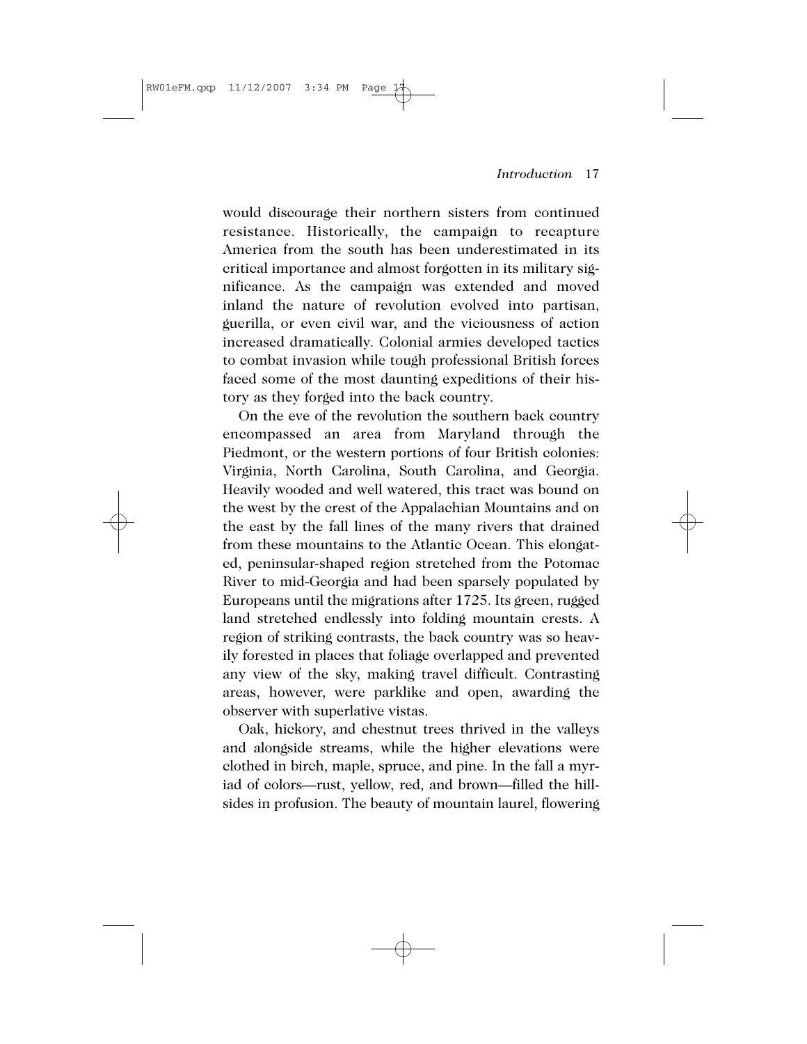would discourage their northern sisters from continued resistance. Historically, the campaign to recapture America from the south has been underestimated in its critical importance and almost forgotten in its military significance. As the campaign was extended and moved inland the nature of revolution evolved into partisan, guerilla, or even civil war, and the viciousness of action increased dramatically. Colonial armies developed tactics to combat invasion while tough professional British forces faced some of the most daunting expeditions of their history as they forged into the back country.

On the eve of the revolution the southern back country encompassed an area from Maryland through the Piedmont, or the western portions of four British colonies: Virginia, North Carolina, South Carolina, and Georgia. Heavily wooded and well watered, this tract was bound on the west by the crest of the Appalachian Mountains and on the east by the fall lines of the many rivers that drained from these mountains to the Atlantic Ocean. This elongated, peninsular-shaped region stretched from the Potomac River to mid-Georgia and had been sparsely populated by Europeans until the migrations after 1725. Its green, rugged land stretched endlessly into folding mountain crests. A region of striking contrasts, the back country was so heavily forested in places that foliage overlapped and prevented any view of the sky, making travel difficult. Contrasting areas, however, were parklike and open, awarding the observer with superlative vistas.

Oak, hickory, and chestnut trees thrived in the valleys and alongside streams, while the higher elevations were clothed in birch, maple, spruce, and pine. In the fall a myriad of colors—rust, yellow, red, and brown—filled the hillsides in profusion. The beauty of mountain laurel, flowering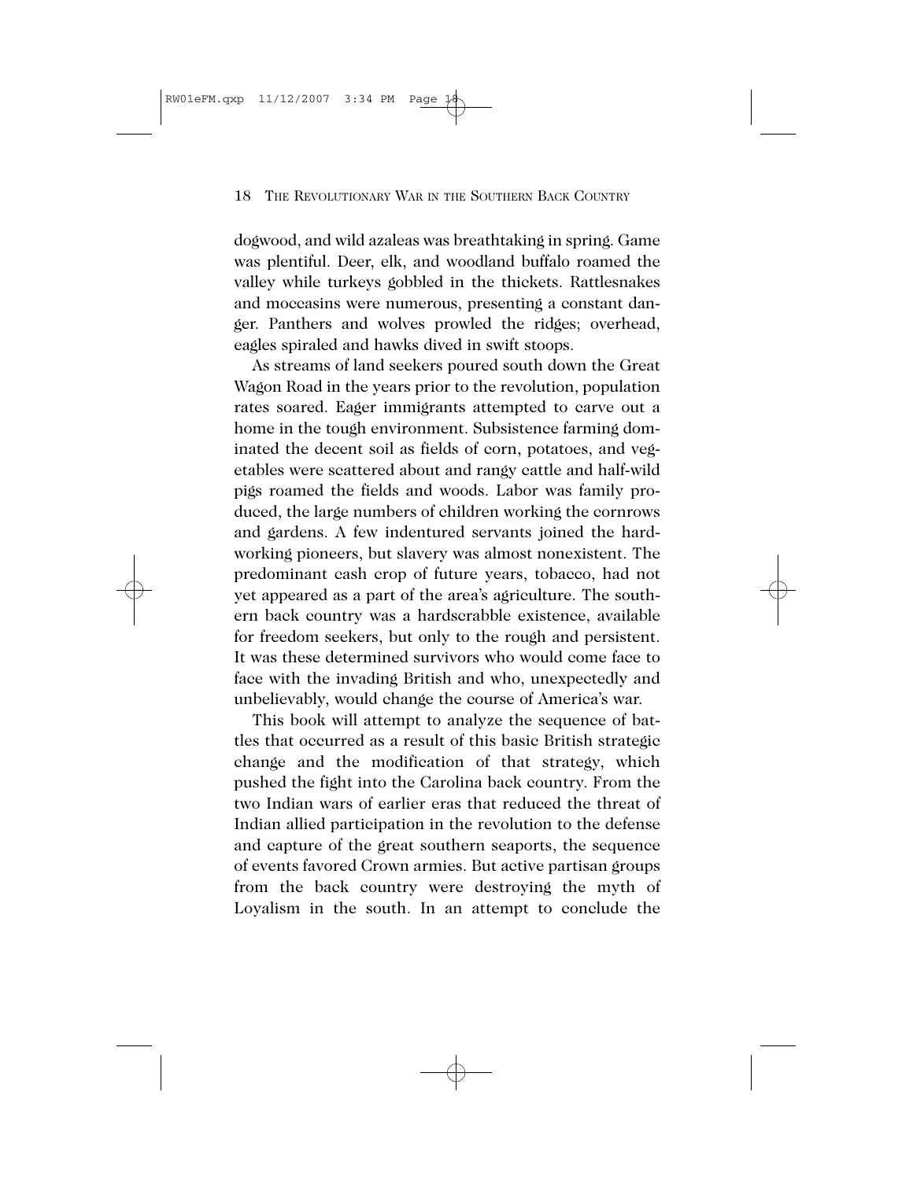dogwood, and wild azaleas was breathtaking in spring. Game was plentiful. Deer, elk, and woodland buffalo roamed the valley while turkeys gobbled in the thickets. Rattlesnakes and moccasins were numerous, presenting a constant danger. Panthers and wolves prowled the ridges; overhead, eagles spiraled and hawks dived in swift stoops.

As streams of land seekers poured south down the Great Wagon Road in the years prior to the revolution, population rates soared. Eager immigrants attempted to carve out a home in the tough environment. Subsistence farming dominated the decent soil as fields of corn, potatoes, and vegetables were scattered about and rangy cattle and half-wild pigs roamed the fields and woods. Labor was family produced, the large numbers of children working the cornrows and gardens. A few indentured servants joined the hardworking pioneers, but slavery was almost nonexistent. The predominant cash crop of future years, tobacco, had not yet appeared as a part of the area's agriculture. The southern back country was a hardscrabble existence, available for freedom seekers, but only to the rough and persistent. It was these determined survivors who would come face to face with the invading British and who, unexpectedly and unbelievably, would change the course of America's war.

This book will attempt to analyze the sequence of battles that occurred as a result of this basic British strategic change and the modification of that strategy, which pushed the fight into the Carolina back country. From the two Indian wars of earlier eras that reduced the threat of Indian allied participation in the revolution to the defense and capture of the great southern seaports, the sequence of events favored Crown armies. But active partisan groups from the back country were destroying the myth of Loyalism in the south. In an attempt to conclude the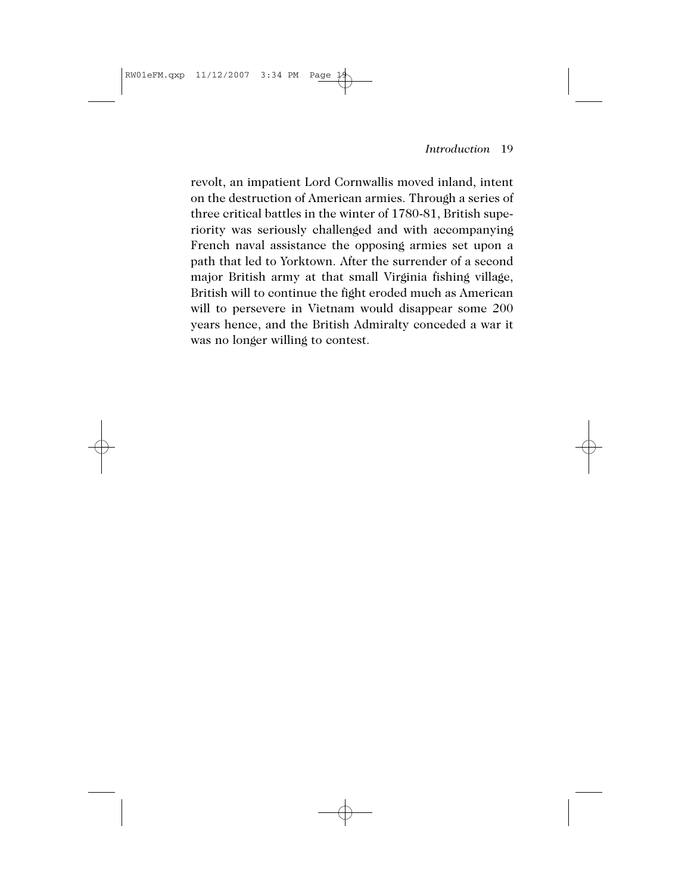revolt, an impatient Lord Cornwallis moved inland, intent on the destruction of American armies. Through a series of three critical battles in the winter of 1780-81, British superiority was seriously challenged and with accompanying French naval assistance the opposing armies set upon a path that led to Yorktown. After the surrender of a second major British army at that small Virginia fishing village, British will to continue the fight eroded much as American will to persevere in Vietnam would disappear some 200 years hence, and the British Admiralty conceded a war it was no longer willing to contest.